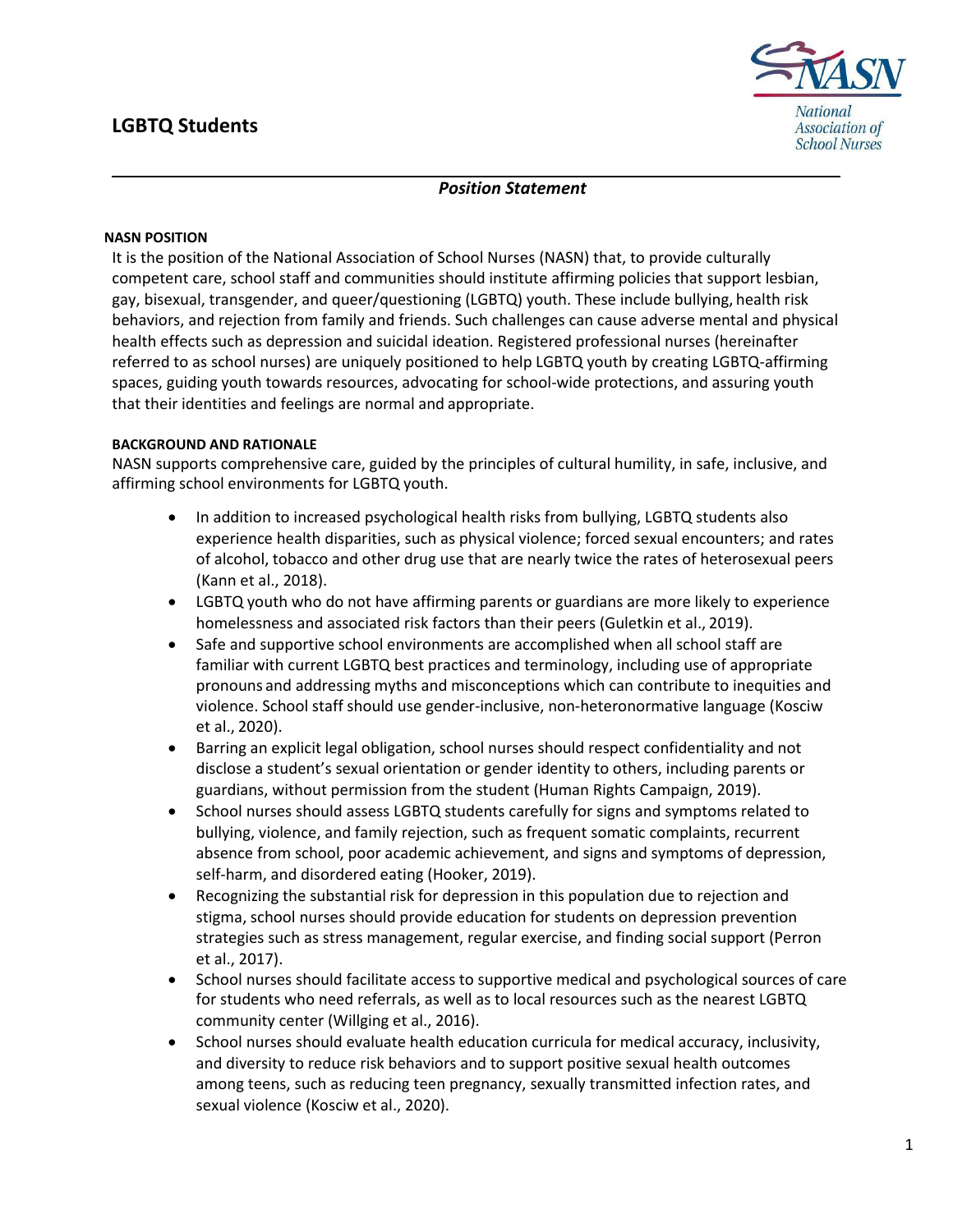# LGBTQ Students

*Position Statement*

## NASN POSITION

It is the position of the National Association of School Nurses (NASN) that, to provide culturally competent care, school staff and communities should institute affirming policies that support lesbian, gay, bisexual, transgender, and queer/questioning (LGBTQ) youth. These include bullying, health risk behaviors, and rejection from family and friends. Such challenges can cause adverse mental and physical health effects such as depression and suicidal ideation. Registered professional nurses (hereinafter referred to as school nurses) are uniquely positioned to help LGBTQ youth by creating LGBTQ-affirming spaces, guiding youth towards resources, advocating for school-wide protections, and assuring youth that their identities and feelings are normal and appropriate.

## BACKGROUND AND RATIONALE

NASN supports comprehensive care, guided by the principles of cultural humility, in safe, inclusive, and affirming school environments for LGBTQ youth.

- In addition to increased psychological health risks from bullying, LGBTQ students also experience health disparities, such as physical violence; forced sexual encounters; and rates of alcohol, tobacco and other drug use that are nearly twice the rates of heterosexual peers (Kann et al., 2018).
- LGBTQ youth who do not have affirming parents or guardians are more likely to experience homelessness and associated risk factors than their peers (Guletkin et al., 2019).
- Safe and supportive school environments are accomplished when all school staff are familiar with current LGBTQ best practices and terminology, including use of appropriate pronouns and addressing myths and misconceptions which can contribute to inequities and violence. School staff should use gender-inclusive, non-heteronormative language (Kosciw et al., 2020).
- Barring an explicit legal obligation, school nurses should respect confidentiality and not disclose a student's sexual orientation or gender identity to others, including parents or guardians, without permission from the student (Human Rights Campaign, 2019).
- School nurses should assess LGBTQ students carefully for signs and symptoms related to bullying, violence, and family rejection, such as frequent somatic complaints, recurrent absence from school, poor academic achievement, and signs and symptoms of depression, self-harm, and disordered eating (Hooker, 2019).
- Recognizing the substantial risk for depression in this population due to rejection and stigma, school nurses should provide education for students on depression prevention strategies such as stress management, regular exercise, and finding social support (Perron et al., 2017).
- School nurses should facilitate access to supportive medical and psychological sources of care for students who need referrals, as well as to local resources such as the nearest LGBTQ community center (Willging et al., 2016).
- School nurses should evaluate health education curricula for medical accuracy, inclusivity, and diversity to reduce risk behaviors and to support positive sexual health outcomes among teens, such as reducing teen pregnancy, sexually transmitted infection rates, and sexual violence (Kosciw et al., 2020).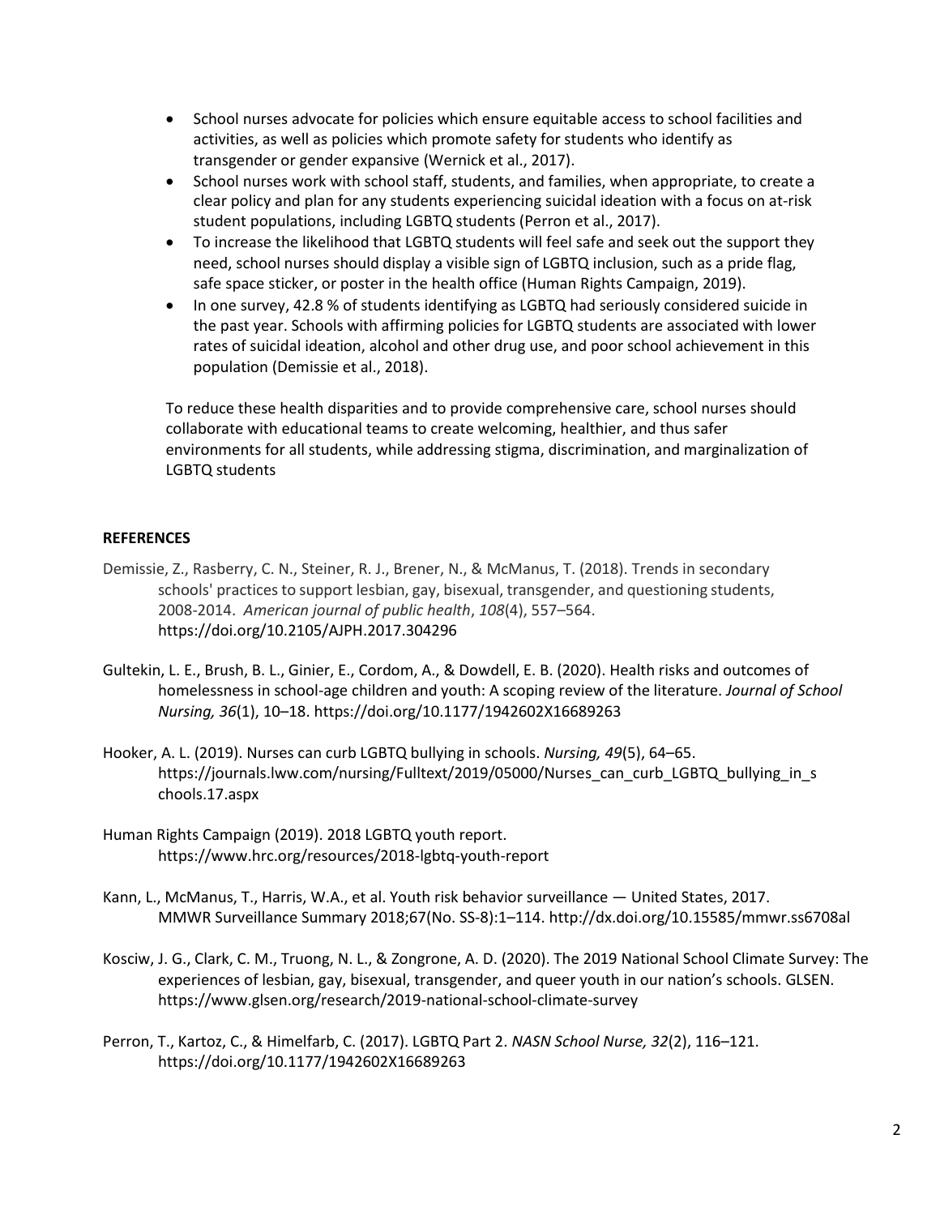- School nurses advocate for policies which ensure equitable access to school facilities and activities, as well as policies which promote safety for students who identify as transgender or gender expansive (Wernick et al., 2017).
- School nurses work with school staff, students, and families, when appropriate, to create a clear policy and plan for any students experiencing suicidal ideation with a focus on at-risk student populations, including LGBTQ students (Perron et al., 2017).
- To increase the likelihood that LGBTQ students will feel safe and seek out the support they need, school nurses should display a visible sign of LGBTQ inclusion, such as a pride flag, safe space sticker, or poster in the health office (Human Rights Campaign, 2019).
- In one survey, 42.8 % of students identifying as LGBTQ had seriously considered suicide in the past year. Schools with affirming policies for LGBTQ students are associated with lower rates of suicidal ideation, alcohol and other drug use, and poor school achievement in this population (Demissie et al., 2018).

To reduce these health disparities and to provide comprehensive care, school nurses should collaborate with educational teams to create welcoming, healthier, and thus safer environments for all students, while addressing stigma, discrimination, and marginalization of LGBTQ students

**REFERENCES**

Demissie, Z., Rasberry, C. N., Steiner, R. J., Brener, N., & McManus, T. (2018). Trends in secondary schools' practices to support lesbian, gay, bisexual, transgender, and questioning students, 2008-2014. *American journal of public health*, *108*(4), 557–564. https://doi.org/10.2105/AJPH.2017.304296

Gultekin, L. E., Brush, B. L., Ginier, E., Cordom, A., & Dowdell, E. B. (2020). Health risks and outcomes of homelessness in school-age children and youth: A scoping review of the literature. *Journal of School Nursing, 36*(1), 10–18. https://doi.org/10.1177/1942602X16689263

Hooker, A. L. (2019). Nurses can curb LGBTQ bullying in schools. *Nursing, 49*(5), 64–65. https://journals.lww.com/nursing/Fulltext/2019/05000/Nurses_can_curb_LGBTQ_bullying_in_schools.17.aspx

Human Rights Campaign (2019). 2018 LGBTQ youth report. https://www.hrc.org/resources/2018-lgbtq-youth-report

Kann, L., McManus, T., Harris, W.A., et al. Youth risk behavior surveillance — United States, 2017. MMWR Surveillance Summary 2018;67(No. SS-8):1–114. http://dx.doi.org/10.15585/mmwr.ss6708al

Kosciw, J. G., Clark, C. M., Truong, N. L., & Zongrone, A. D. (2020). The 2019 National School Climate Survey: The experiences of lesbian, gay, bisexual, transgender, and queer youth in our nation's schools. GLSEN. https://www.glsen.org/research/2019-national-school-climate-survey

Perron, T., Kartoz, C., & Himelfarb, C. (2017). LGBTQ Part 2. *NASN School Nurse, 32*(2), 116–121. https://doi.org/10.1177/1942602X16689263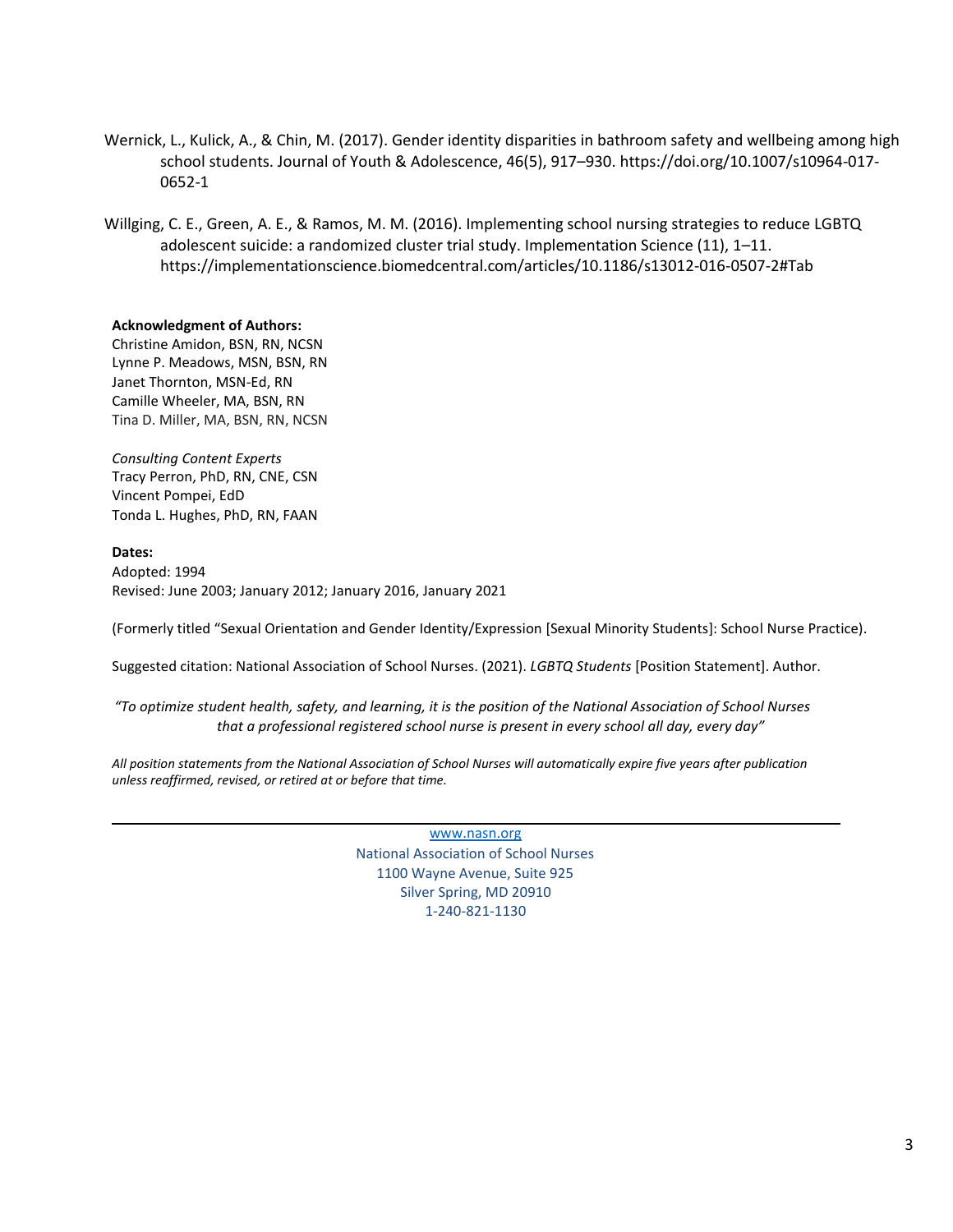Wernick, L., Kulick, A., & Chin, M. (2017). Gender identity disparities in bathroom safety and wellbeing among high school students. Journal of Youth & Adolescence, 46(5), 917–930. https://doi.org/10.1007/s10964-017-0652-1

Willging, C. E., Green, A. E., & Ramos, M. M. (2016). Implementing school nursing strategies to reduce LGBTQ adolescent suicide: a randomized cluster trial study. Implementation Science (11), 1–11. https://implementationscience.biomedcentral.com/articles/10.1186/s13012-016-0507-2#Tab

**Acknowledgment of Authors:**
Christine Amidon, BSN, RN, NCSN
Lynne P. Meadows, MSN, BSN, RN
Janet Thornton, MSN-Ed, RN
Camille Wheeler, MA, BSN, RN
Tina D. Miller, MA, BSN, RN, NCSN

*Consulting Content Experts*
Tracy Perron, PhD, RN, CNE, CSN
Vincent Pompei, EdD
Tonda L. Hughes, PhD, RN, FAAN

**Dates:**
Adopted: 1994
Revised: June 2003; January 2012; January 2016, January 2021

(Formerly titled "Sexual Orientation and Gender Identity/Expression [Sexual Minority Students]: School Nurse Practice).

Suggested citation: National Association of School Nurses. (2021). *LGBTQ Students* [Position Statement]. Author.

*"To optimize student health, safety, and learning, it is the position of the National Association of School Nurses that a professional registered school nurse is present in every school all day, every day"*

*All position statements from the National Association of School Nurses will automatically expire five years after publication unless reaffirmed, revised, or retired at or before that time.*

---

www.nasn.org
National Association of School Nurses
1100 Wayne Avenue, Suite 925
Silver Spring, MD 20910
1-240-821-1130